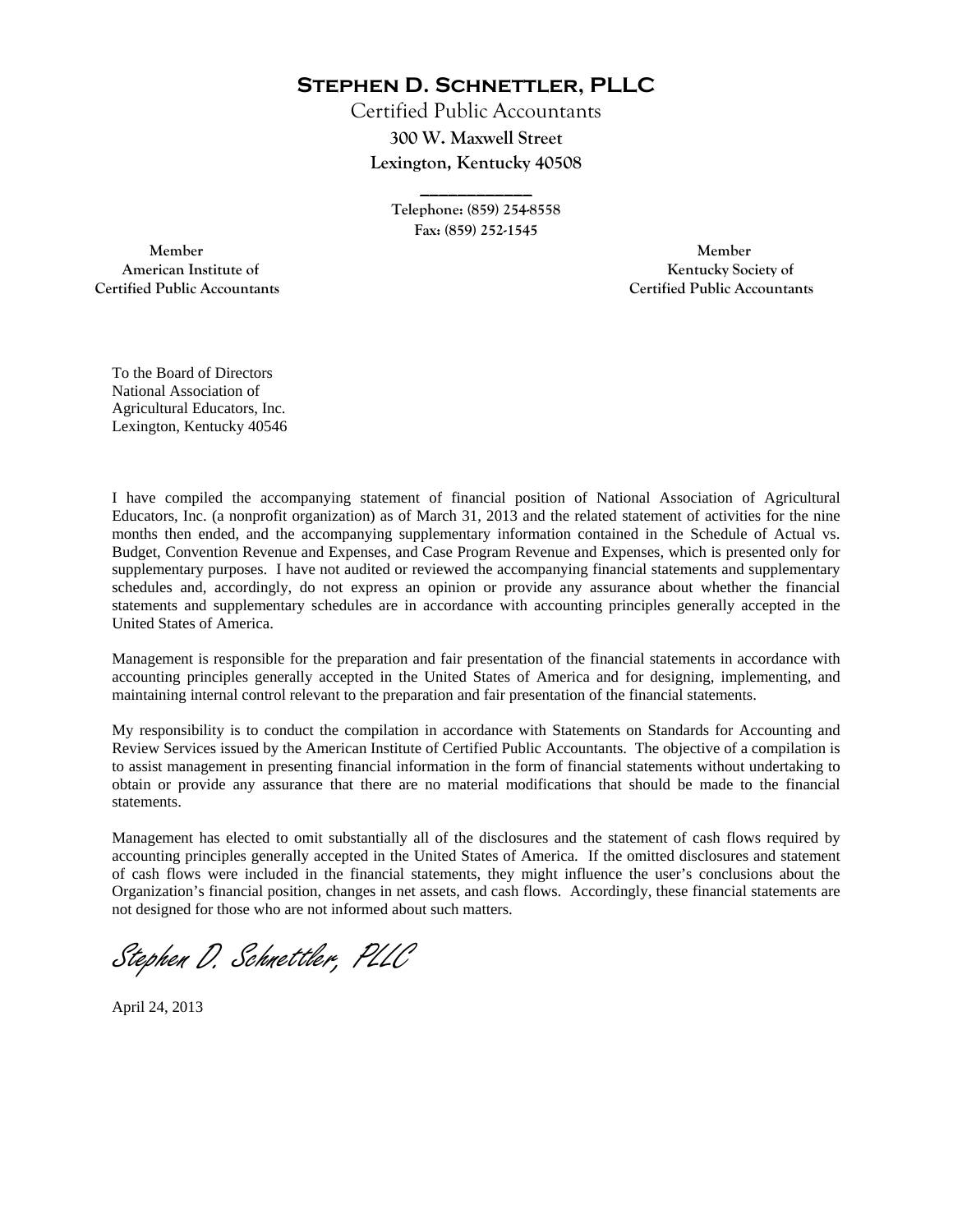# Stephen D. Schnettler, PLLC

Certified Public Accountants

**300 W. Maxwell Street**

**Lexington, Kentucky 40508**

---

**Telephone: (859) 254-8558**

**Fax: (859) 252-1545**

**Member**
**American Institute of**
**Certified Public Accountants**

**Member**
**Kentucky Society of**
**Certified Public Accountants**

To the Board of Directors
National Association of
Agricultural Educators, Inc.
Lexington, Kentucky 40546

I have compiled the accompanying statement of financial position of National Association of Agricultural Educators, Inc. (a nonprofit organization) as of March 31, 2013 and the related statement of activities for the nine months then ended, and the accompanying supplementary information contained in the Schedule of Actual vs. Budget, Convention Revenue and Expenses, and Case Program Revenue and Expenses, which is presented only for supplementary purposes. I have not audited or reviewed the accompanying financial statements and supplementary schedules and, accordingly, do not express an opinion or provide any assurance about whether the financial statements and supplementary schedules are in accordance with accounting principles generally accepted in the United States of America.

Management is responsible for the preparation and fair presentation of the financial statements in accordance with accounting principles generally accepted in the United States of America and for designing, implementing, and maintaining internal control relevant to the preparation and fair presentation of the financial statements.

My responsibility is to conduct the compilation in accordance with Statements on Standards for Accounting and Review Services issued by the American Institute of Certified Public Accountants. The objective of a compilation is to assist management in presenting financial information in the form of financial statements without undertaking to obtain or provide any assurance that there are no material modifications that should be made to the financial statements.

Management has elected to omit substantially all of the disclosures and the statement of cash flows required by accounting principles generally accepted in the United States of America. If the omitted disclosures and statement of cash flows were included in the financial statements, they might influence the user's conclusions about the Organization's financial position, changes in net assets, and cash flows. Accordingly, these financial statements are not designed for those who are not informed about such matters.

*Stephen D. Schnettler, PLLC*

April 24, 2013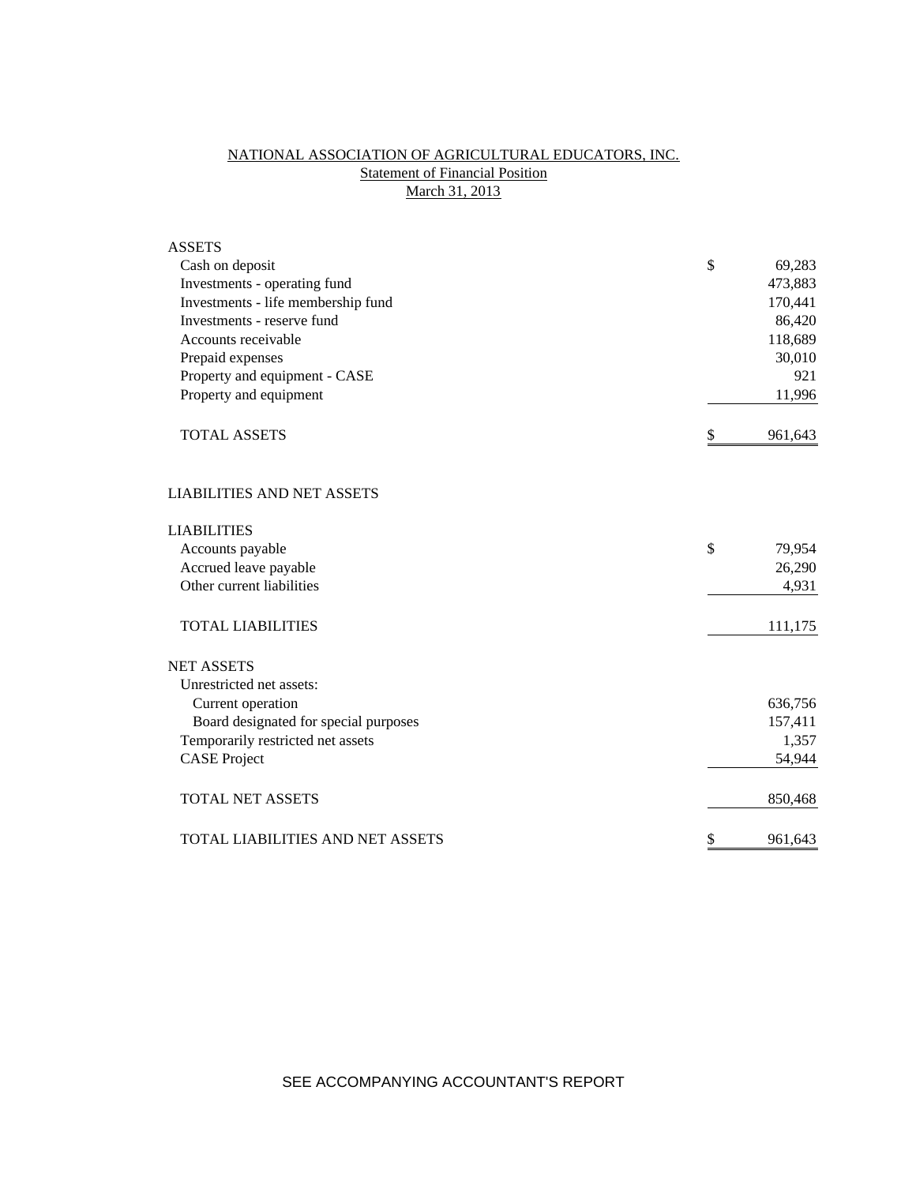# NATIONAL ASSOCIATION OF AGRICULTURAL EDUCATORS, INC.

## Statement of Financial Position

### March 31, 2013

| | |
|---|---|
| **ASSETS** | |
| Cash on deposit | $ 69,283 |
| Investments - operating fund | 473,883 |
| Investments - life membership fund | 170,441 |
| Investments - reserve fund | 86,420 |
| Accounts receivable | 118,689 |
| Prepaid expenses | 30,010 |
| Property and equipment - CASE | 921 |
| Property and equipment | 11,996 |
| TOTAL ASSETS | $ 961,643 |
| | |
| **LIABILITIES AND NET ASSETS** | |
| | |
| **LIABILITIES** | |
| Accounts payable | $ 79,954 |
| Accrued leave payable | 26,290 |
| Other current liabilities | 4,931 |
| TOTAL LIABILITIES | 111,175 |
| | |
| **NET ASSETS** | |
| Unrestricted net assets: | |
| Current operation | 636,756 |
| Board designated for special purposes | 157,411 |
| Temporarily restricted net assets | 1,357 |
| CASE Project | 54,944 |
| TOTAL NET ASSETS | 850,468 |
| | |
| TOTAL LIABILITIES AND NET ASSETS | $ 961,643 |

SEE ACCOMPANYING ACCOUNTANT'S REPORT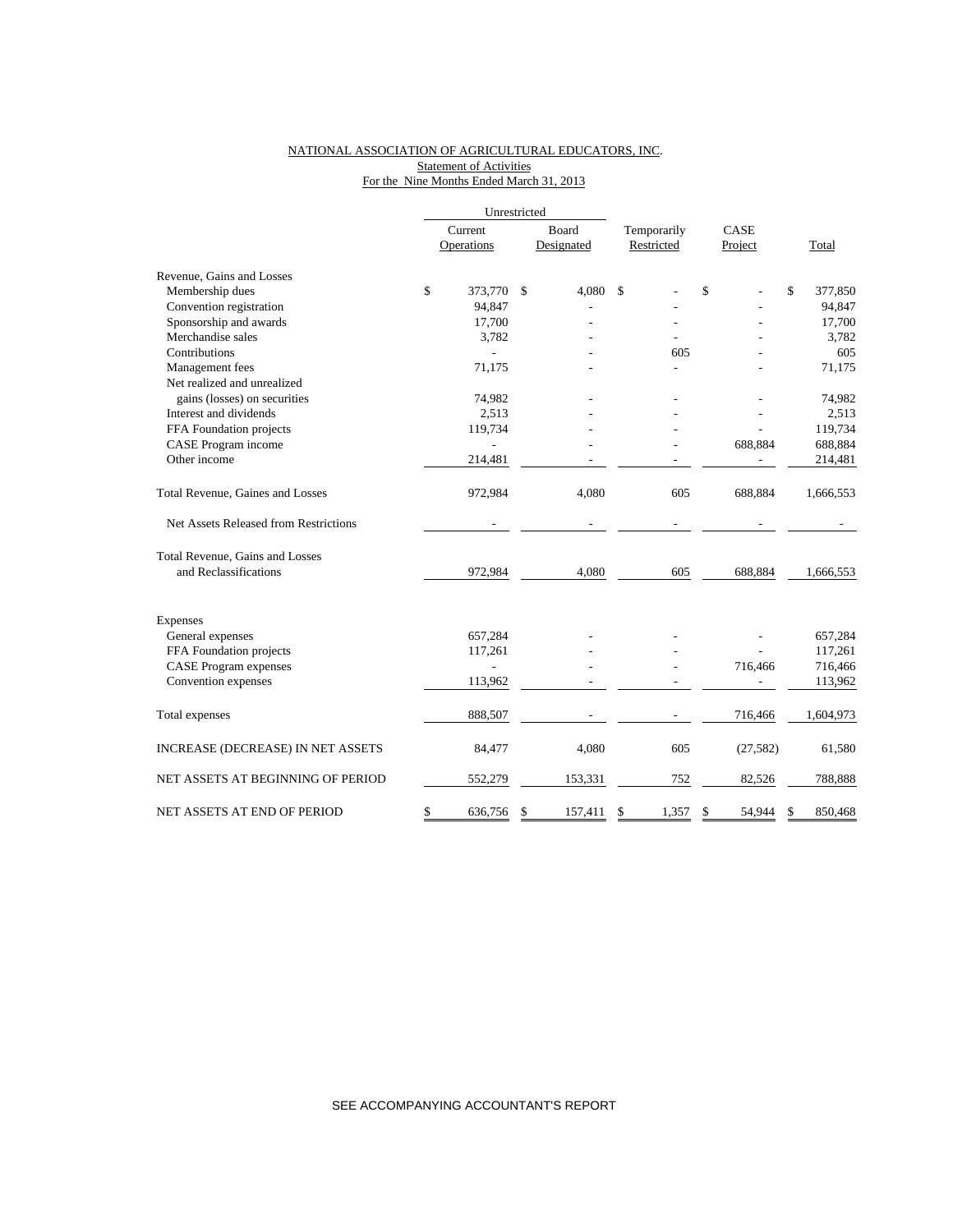NATIONAL ASSOCIATION OF AGRICULTURAL EDUCATORS, INC.
Statement of Activities
For the Nine Months Ended March 31, 2013

| | Unrestricted | | | | |
|---|---|---|---|---|---|
| | Current Operations | Board Designated | Temporarily Restricted | CASE Project | Total |
| Revenue, Gains and Losses | | | | | |
| Membership dues | $ 373,770 | $ 4,080 | $ - | $ - | $ 377,850 |
| Convention registration | 94,847 | - | - | - | 94,847 |
| Sponsorship and awards | 17,700 | - | - | - | 17,700 |
| Merchandise sales | 3,782 | - | - | - | 3,782 |
| Contributions | - | - | 605 | - | 605 |
| Management fees | 71,175 | - | - | - | 71,175 |
| Net realized and unrealized gains (losses) on securities | 74,982 | - | - | - | 74,982 |
| Interest and dividends | 2,513 | - | - | - | 2,513 |
| FFA Foundation projects | 119,734 | - | - | - | 119,734 |
| CASE Program income | - | - | - | 688,884 | 688,884 |
| Other income | 214,481 | - | - | - | 214,481 |
| Total Revenue, Gaines and Losses | 972,984 | 4,080 | 605 | 688,884 | 1,666,553 |
| Net Assets Released from Restrictions | - | - | - | - | - |
| Total Revenue, Gains and Losses and Reclassifications | 972,984 | 4,080 | 605 | 688,884 | 1,666,553 |
| Expenses | | | | | |
| General expenses | 657,284 | - | - | - | 657,284 |
| FFA Foundation projects | 117,261 | - | - | - | 117,261 |
| CASE Program expenses | - | - | - | 716,466 | 716,466 |
| Convention expenses | 113,962 | - | - | - | 113,962 |
| Total expenses | 888,507 | - | - | 716,466 | 1,604,973 |
| INCREASE (DECREASE) IN NET ASSETS | 84,477 | 4,080 | 605 | (27,582) | 61,580 |
| NET ASSETS AT BEGINNING OF PERIOD | 552,279 | 153,331 | 752 | 82,526 | 788,888 |
| NET ASSETS AT END OF PERIOD | $ 636,756 | $ 157,411 | $ 1,357 | $ 54,944 | $ 850,468 |

SEE ACCOMPANYING ACCOUNTANT'S REPORT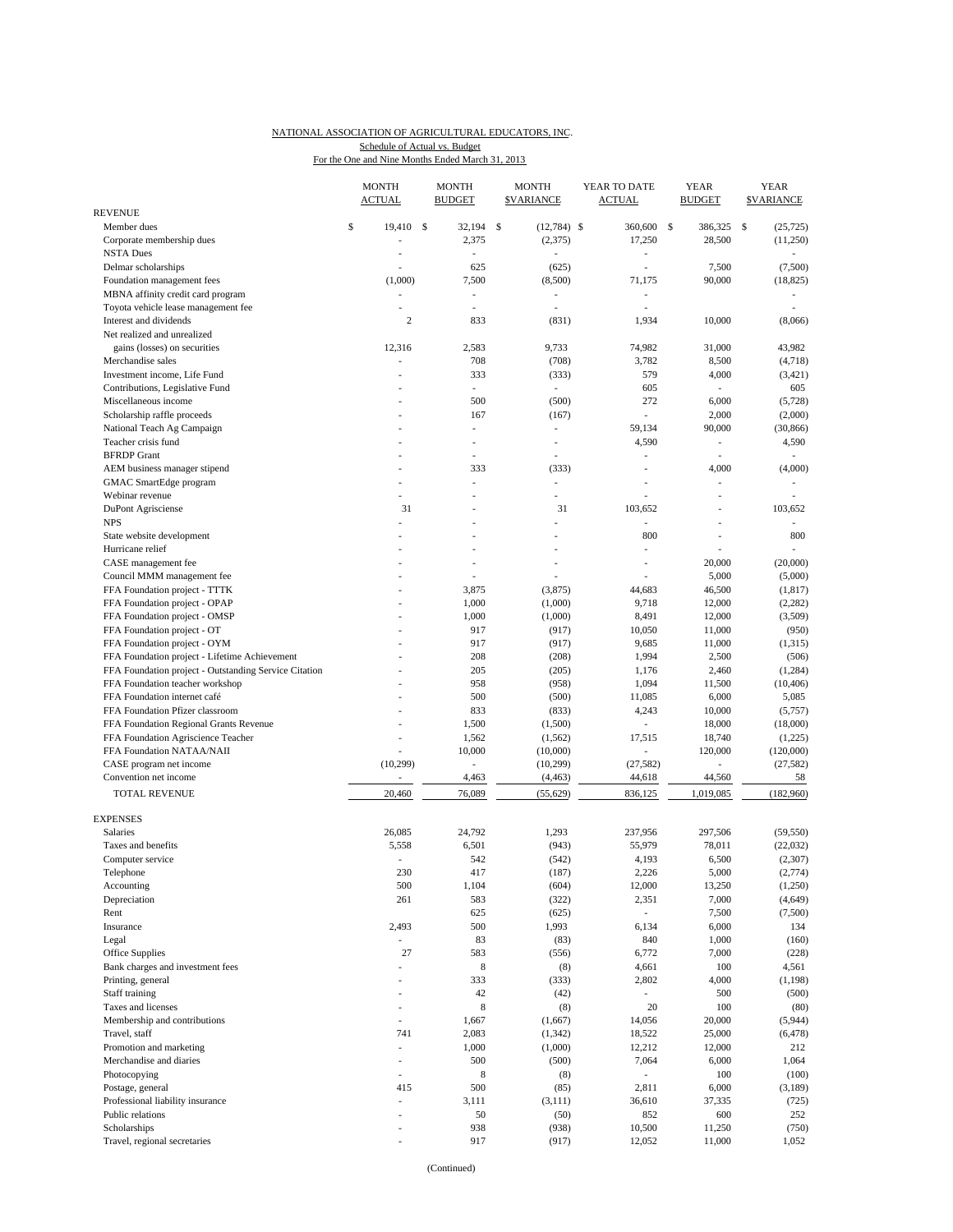NATIONAL ASSOCIATION OF AGRICULTURAL EDUCATORS, INC.
Schedule of Actual vs. Budget
For the One and Nine Months Ended March 31, 2013

| | MONTH ACTUAL | MONTH BUDGET | MONTH $VARIANCE | YEAR TO DATE ACTUAL | YEAR BUDGET | YEAR $VARIANCE |
|---|---|---|---|---|---|---|
| REVENUE | | | | | | |
| Member dues | $ 19,410 | $ 32,194 | $ (12,784) | $ 360,600 | $ 386,325 | $ (25,725) |
| Corporate membership dues | - | 2,375 | (2,375) | 17,250 | 28,500 | (11,250) |
| NSTA Dues | - | - | - | - | | - |
| Delmar scholarships | - | 625 | (625) | - | 7,500 | (7,500) |
| Foundation management fees | (1,000) | 7,500 | (8,500) | 71,175 | 90,000 | (18,825) |
| MBNA affinity credit card program | - | - | - | - | | - |
| Toyota vehicle lease management fee | - | - | - | - | | - |
| Interest and dividends | 2 | 833 | (831) | 1,934 | 10,000 | (8,066) |
| Net realized and unrealized gains (losses) on securities | 12,316 | 2,583 | 9,733 | 74,982 | 31,000 | 43,982 |
| Merchandise sales | - | 708 | (708) | 3,782 | 8,500 | (4,718) |
| Investment income, Life Fund | - | 333 | (333) | 579 | 4,000 | (3,421) |
| Contributions, Legislative Fund | - | - | - | 605 | - | 605 |
| Miscellaneous income | - | 500 | (500) | 272 | 6,000 | (5,728) |
| Scholarship raffle proceeds | - | 167 | (167) | - | 2,000 | (2,000) |
| National Teach Ag Campaign | - | - | - | 59,134 | 90,000 | (30,866) |
| Teacher crisis fund | - | - | - | 4,590 | - | 4,590 |
| BFRDP Grant | - | - | - | - | - | - |
| AEM business manager stipend | - | 333 | (333) | - | 4,000 | (4,000) |
| GMAC SmartEdge program | - | - | - | - | - | - |
| Webinar revenue | - | - | - | - | - | - |
| DuPont Agrisciense | 31 | - | 31 | 103,652 | - | 103,652 |
| NPS | - | - | - | - | - | - |
| State website development | - | - | - | 800 | - | 800 |
| Hurricane relief | - | - | - | - | - | - |
| CASE management fee | - | - | - | - | 20,000 | (20,000) |
| Council MMM management fee | - | - | - | - | 5,000 | (5,000) |
| FFA Foundation project - TTTK | - | 3,875 | (3,875) | 44,683 | 46,500 | (1,817) |
| FFA Foundation project - OPAP | - | 1,000 | (1,000) | 9,718 | 12,000 | (2,282) |
| FFA Foundation project - OMSP | - | 1,000 | (1,000) | 8,491 | 12,000 | (3,509) |
| FFA Foundation project - OT | - | 917 | (917) | 10,050 | 11,000 | (950) |
| FFA Foundation project - OYM | - | 917 | (917) | 9,685 | 11,000 | (1,315) |
| FFA Foundation project - Lifetime Achievement | - | 208 | (208) | 1,994 | 2,500 | (506) |
| FFA Foundation project - Outstanding Service Citation | - | 205 | (205) | 1,176 | 2,460 | (1,284) |
| FFA Foundation teacher workshop | - | 958 | (958) | 1,094 | 11,500 | (10,406) |
| FFA Foundation internet café | - | 500 | (500) | 11,085 | 6,000 | 5,085 |
| FFA Foundation Pfizer classroom | - | 833 | (833) | 4,243 | 10,000 | (5,757) |
| FFA Foundation Regional Grants Revenue | - | 1,500 | (1,500) | - | 18,000 | (18,000) |
| FFA Foundation Agriscience Teacher | - | 1,562 | (1,562) | 17,515 | 18,740 | (1,225) |
| FFA Foundation NATAA/NAII | - | 10,000 | (10,000) | - | 120,000 | (120,000) |
| CASE program net income | (10,299) | - | (10,299) | (27,582) | - | (27,582) |
| Convention net income | - | 4,463 | (4,463) | 44,618 | 44,560 | 58 |
| TOTAL REVENUE | 20,460 | 76,089 | (55,629) | 836,125 | 1,019,085 | (182,960) |
| EXPENSES | | | | | | |
| Salaries | 26,085 | 24,792 | 1,293 | 237,956 | 297,506 | (59,550) |
| Taxes and benefits | 5,558 | 6,501 | (943) | 55,979 | 78,011 | (22,032) |
| Computer service | - | 542 | (542) | 4,193 | 6,500 | (2,307) |
| Telephone | 230 | 417 | (187) | 2,226 | 5,000 | (2,774) |
| Accounting | 500 | 1,104 | (604) | 12,000 | 13,250 | (1,250) |
| Depreciation | 261 | 583 | (322) | 2,351 | 7,000 | (4,649) |
| Rent | | 625 | (625) | - | 7,500 | (7,500) |
| Insurance | 2,493 | 500 | 1,993 | 6,134 | 6,000 | 134 |
| Legal | - | 83 | (83) | 840 | 1,000 | (160) |
| Office Supplies | 27 | 583 | (556) | 6,772 | 7,000 | (228) |
| Bank charges and investment fees | - | 8 | (8) | 4,661 | 100 | 4,561 |
| Printing, general | - | 333 | (333) | 2,802 | 4,000 | (1,198) |
| Staff training | - | 42 | (42) | - | 500 | (500) |
| Taxes and licenses | - | 8 | (8) | 20 | 100 | (80) |
| Membership and contributions | - | 1,667 | (1,667) | 14,056 | 20,000 | (5,944) |
| Travel, staff | 741 | 2,083 | (1,342) | 18,522 | 25,000 | (6,478) |
| Promotion and marketing | - | 1,000 | (1,000) | 12,212 | 12,000 | 212 |
| Merchandise and diaries | - | 500 | (500) | 7,064 | 6,000 | 1,064 |
| Photocopying | - | 8 | (8) | - | 100 | (100) |
| Postage, general | 415 | 500 | (85) | 2,811 | 6,000 | (3,189) |
| Professional liability insurance | - | 3,111 | (3,111) | 36,610 | 37,335 | (725) |
| Public relations | - | 50 | (50) | 852 | 600 | 252 |
| Scholarships | - | 938 | (938) | 10,500 | 11,250 | (750) |
| Travel, regional secretaries | - | 917 | (917) | 12,052 | 11,000 | 1,052 |

(Continued)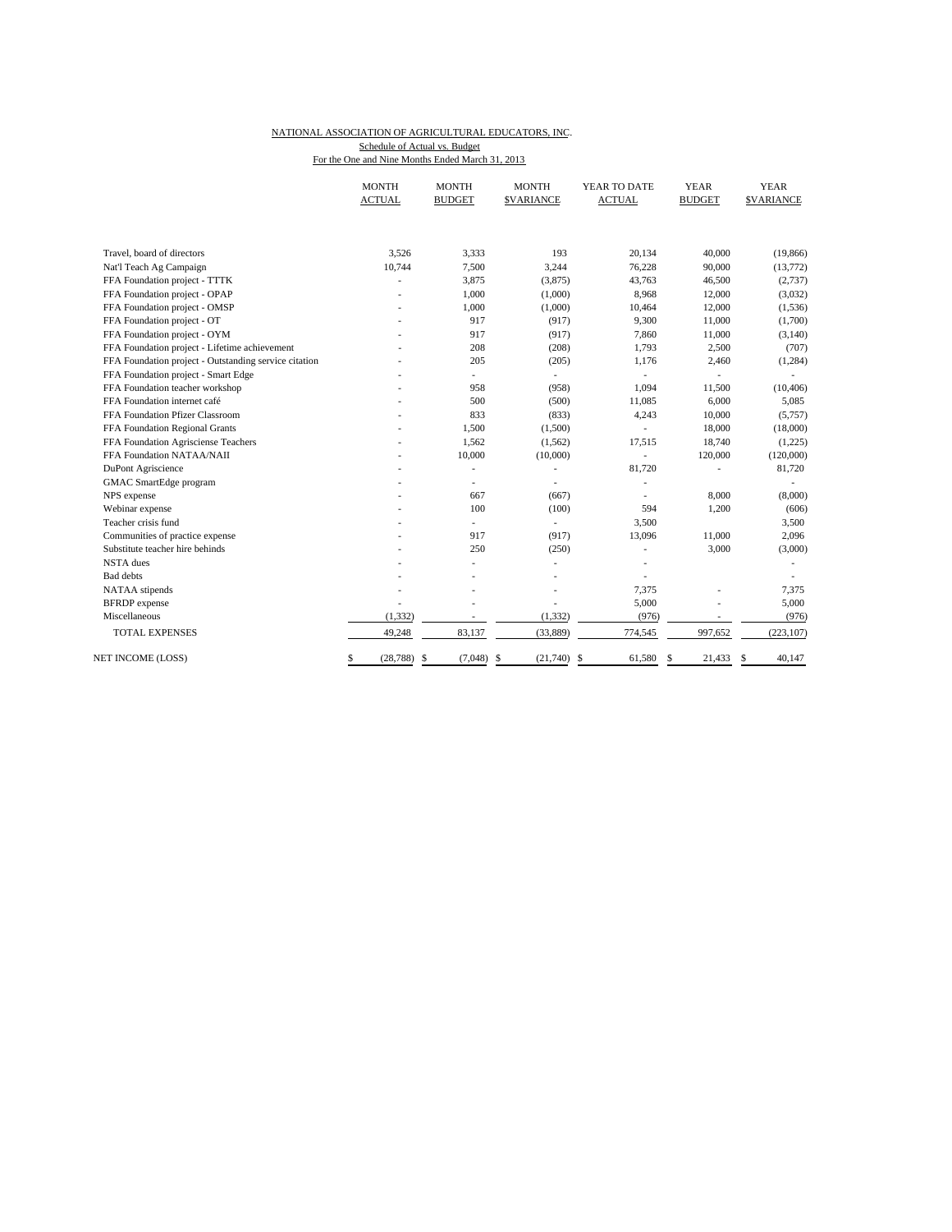NATIONAL ASSOCIATION OF AGRICULTURAL EDUCATORS, INC.
Schedule of Actual vs. Budget
For the One and Nine Months Ended March 31, 2013

| | MONTH ACTUAL | MONTH BUDGET | MONTH $VARIANCE | YEAR TO DATE ACTUAL | YEAR BUDGET | YEAR $VARIANCE |
|---|---|---|---|---|---|---|
| Travel, board of directors | 3,526 | 3,333 | 193 | 20,134 | 40,000 | (19,866) |
| Nat'l Teach Ag Campaign | 10,744 | 7,500 | 3,244 | 76,228 | 90,000 | (13,772) |
| FFA Foundation project - TTTK | - | 3,875 | (3,875) | 43,763 | 46,500 | (2,737) |
| FFA Foundation project - OPAP | - | 1,000 | (1,000) | 8,968 | 12,000 | (3,032) |
| FFA Foundation project - OMSP | - | 1,000 | (1,000) | 10,464 | 12,000 | (1,536) |
| FFA Foundation project - OT | - | 917 | (917) | 9,300 | 11,000 | (1,700) |
| FFA Foundation project - OYM | - | 917 | (917) | 7,860 | 11,000 | (3,140) |
| FFA Foundation project - Lifetime achievement | - | 208 | (208) | 1,793 | 2,500 | (707) |
| FFA Foundation project - Outstanding service citation | - | 205 | (205) | 1,176 | 2,460 | (1,284) |
| FFA Foundation project - Smart Edge | - | - | - | - | - | - |
| FFA Foundation teacher workshop | - | 958 | (958) | 1,094 | 11,500 | (10,406) |
| FFA Foundation internet café | - | 500 | (500) | 11,085 | 6,000 | 5,085 |
| FFA Foundation Pfizer Classroom | - | 833 | (833) | 4,243 | 10,000 | (5,757) |
| FFA Foundation Regional Grants | - | 1,500 | (1,500) | - | 18,000 | (18,000) |
| FFA Foundation Agrisciense Teachers | - | 1,562 | (1,562) | 17,515 | 18,740 | (1,225) |
| FFA Foundation NATAA/NAII | - | 10,000 | (10,000) | - | 120,000 | (120,000) |
| DuPont Agriscience | - | - | - | 81,720 | - | 81,720 |
| GMAC SmartEdge program | - | - | - | - | | - |
| NPS expense | - | 667 | (667) | - | 8,000 | (8,000) |
| Webinar expense | - | 100 | (100) | 594 | 1,200 | (606) |
| Teacher crisis fund | - | - | - | 3,500 | | 3,500 |
| Communities of practice expense | - | 917 | (917) | 13,096 | 11,000 | 2,096 |
| Substitute teacher hire behinds | - | 250 | (250) | - | 3,000 | (3,000) |
| NSTA dues | - | - | - | - | | - |
| Bad debts | - | - | - | - | | - |
| NATAA stipends | - | - | - | 7,375 | - | 7,375 |
| BFRDP expense | - | - | - | 5,000 | - | 5,000 |
| Miscellaneous | (1,332) | - | (1,332) | (976) | - | (976) |
| TOTAL EXPENSES | 49,248 | 83,137 | (33,889) | 774,545 | 997,652 | (223,107) |
| NET INCOME (LOSS) | $ (28,788) | $ (7,048) | $ (21,740) | $ 61,580 | $ 21,433 | $ 40,147 |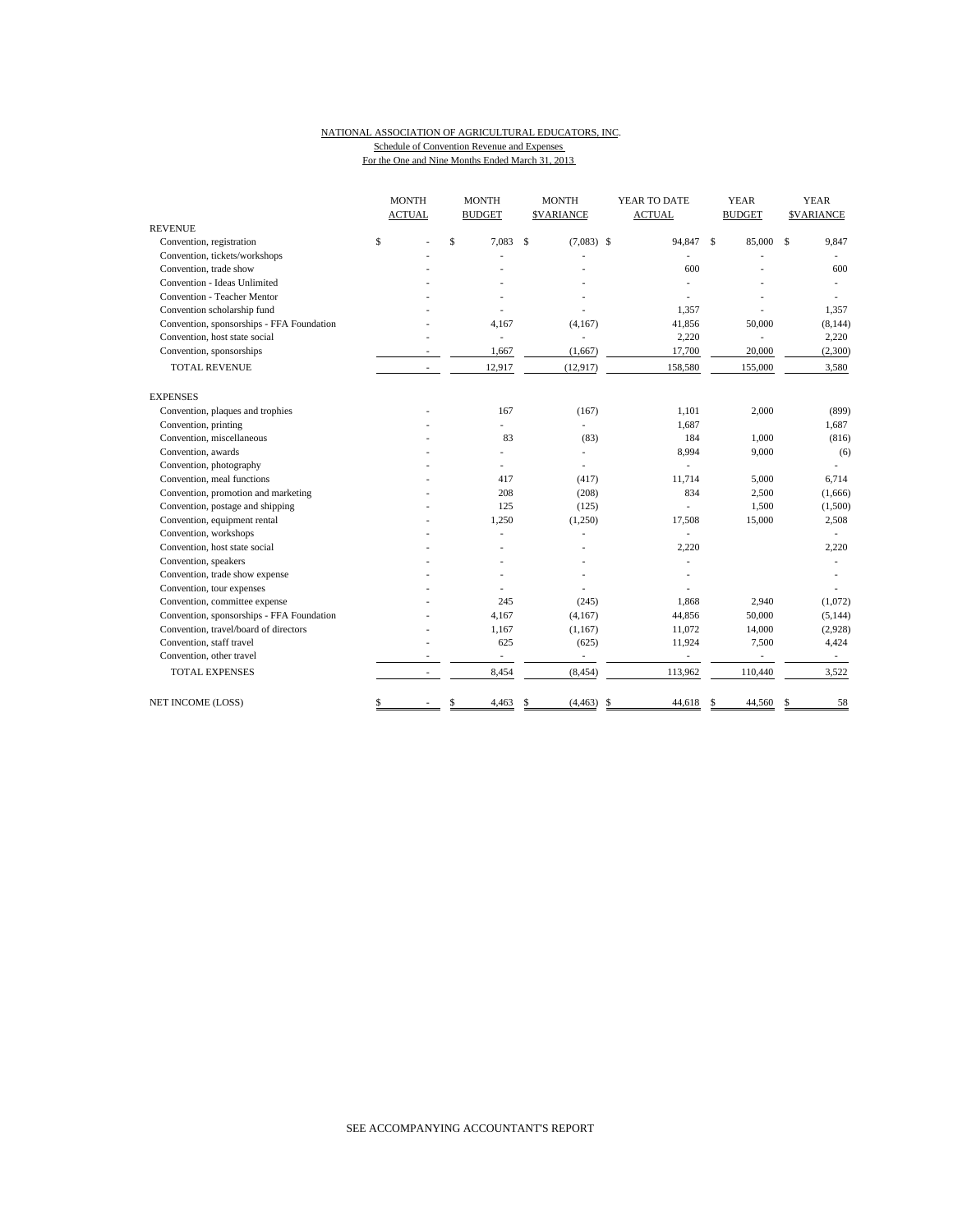NATIONAL ASSOCIATION OF AGRICULTURAL EDUCATORS, INC.
Schedule of Convention Revenue and Expenses
For the One and Nine Months Ended March 31, 2013

| | MONTH ACTUAL | MONTH BUDGET | MONTH $VARIANCE | YEAR TO DATE ACTUAL | YEAR BUDGET | YEAR $VARIANCE |
|---|---|---|---|---|---|---|
| **REVENUE** | | | | | | |
| Convention, registration | $ - | $ 7,083 | $ (7,083) | $ 94,847 | $ 85,000 | $ 9,847 |
| Convention, tickets/workshops | - | - | - | - | - | - |
| Convention, trade show | - | - | - | 600 | - | 600 |
| Convention - Ideas Unlimited | - | - | - | - | - | - |
| Convention - Teacher Mentor | - | - | - | - | - | - |
| Convention scholarship fund | - | - | - | 1,357 | - | 1,357 |
| Convention, sponsorships - FFA Foundation | - | 4,167 | (4,167) | 41,856 | 50,000 | (8,144) |
| Convention, host state social | - | - | - | 2,220 | - | 2,220 |
| Convention, sponsorships | - | 1,667 | (1,667) | 17,700 | 20,000 | (2,300) |
| TOTAL REVENUE | - | 12,917 | (12,917) | 158,580 | 155,000 | 3,580 |
| **EXPENSES** | | | | | | |
| Convention, plaques and trophies | - | 167 | (167) | 1,101 | 2,000 | (899) |
| Convention, printing | - | - | - | 1,687 | | 1,687 |
| Convention, miscellaneous | - | 83 | (83) | 184 | 1,000 | (816) |
| Convention, awards | - | - | - | 8,994 | 9,000 | (6) |
| Convention, photography | - | - | - | - | | - |
| Convention, meal functions | - | 417 | (417) | 11,714 | 5,000 | 6,714 |
| Convention, promotion and marketing | - | 208 | (208) | 834 | 2,500 | (1,666) |
| Convention, postage and shipping | - | 125 | (125) | - | 1,500 | (1,500) |
| Convention, equipment rental | - | 1,250 | (1,250) | 17,508 | 15,000 | 2,508 |
| Convention, workshops | - | - | - | - | | - |
| Convention, host state social | - | - | - | 2,220 | | 2,220 |
| Convention, speakers | - | - | - | - | | - |
| Convention, trade show expense | - | - | - | - | | - |
| Convention, tour expenses | - | - | - | - | | - |
| Convention, committee expense | - | 245 | (245) | 1,868 | 2,940 | (1,072) |
| Convention, sponsorships - FFA Foundation | - | 4,167 | (4,167) | 44,856 | 50,000 | (5,144) |
| Convention, travel/board of directors | - | 1,167 | (1,167) | 11,072 | 14,000 | (2,928) |
| Convention, staff travel | - | 625 | (625) | 11,924 | 7,500 | 4,424 |
| Convention, other travel | - | - | - | - | - | - |
| TOTAL EXPENSES | - | 8,454 | (8,454) | 113,962 | 110,440 | 3,522 |
| NET INCOME (LOSS) | $ - | $ 4,463 | $ (4,463) | $ 44,618 | $ 44,560 | $ 58 |

SEE ACCOMPANYING ACCOUNTANT'S REPORT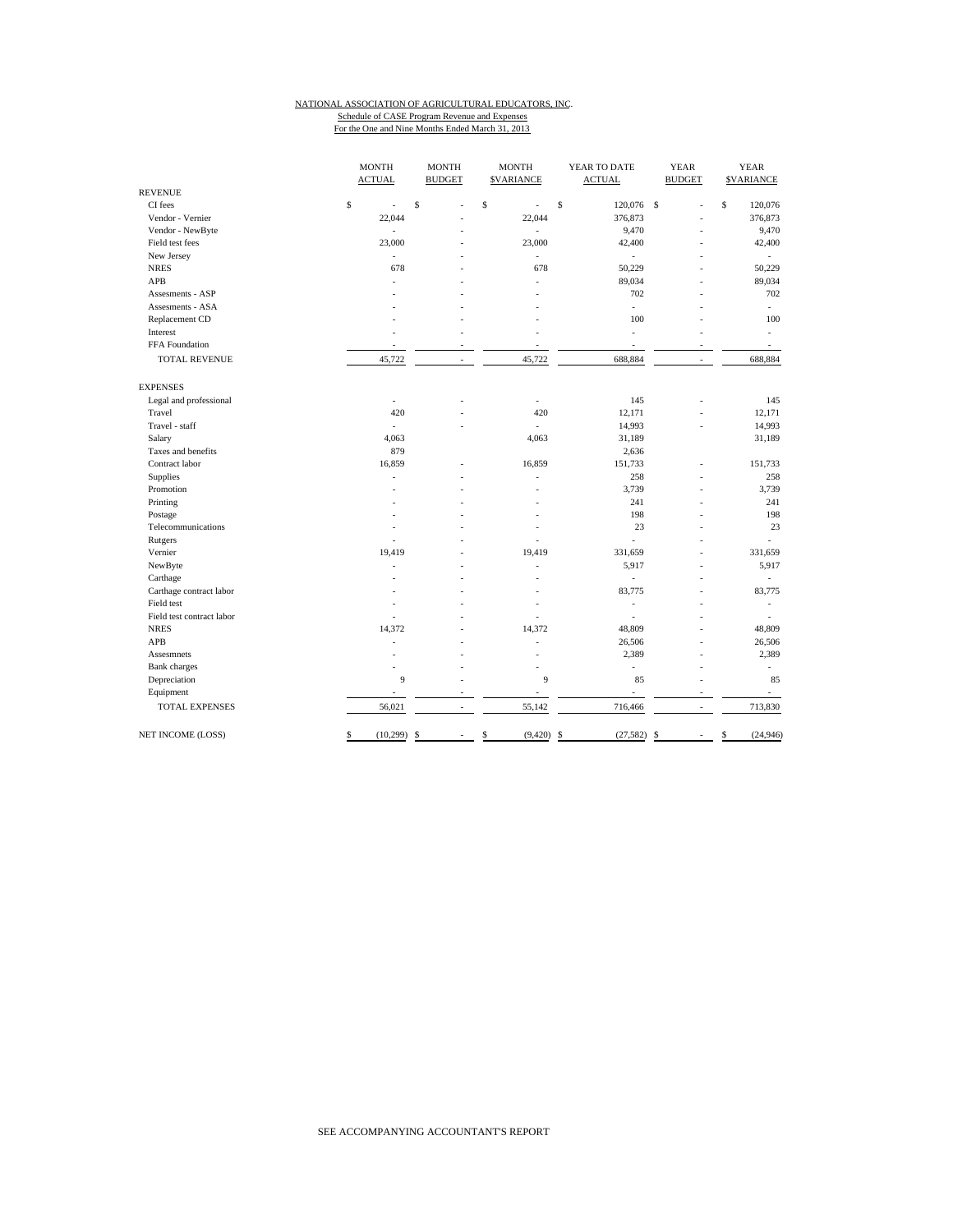NATIONAL ASSOCIATION OF AGRICULTURAL EDUCATORS, INC.
Schedule of CASE Program Revenue and Expenses
For the One and Nine Months Ended March 31, 2013

| | MONTH ACTUAL | MONTH BUDGET | MONTH $VARIANCE | YEAR TO DATE ACTUAL | YEAR BUDGET | YEAR $VARIANCE |
|---|---|---|---|---|---|---|
| REVENUE | | | | | | |
| CI fees | $ - | $ - | $ - | $ 120,076 | $ - | $ 120,076 |
| Vendor - Vernier | 22,044 | - | 22,044 | 376,873 | - | 376,873 |
| Vendor - NewByte | - | - | - | 9,470 | - | 9,470 |
| Field test fees | 23,000 | - | 23,000 | 42,400 | - | 42,400 |
| New Jersey | - | - | - | - | - | - |
| NRES | 678 | - | 678 | 50,229 | - | 50,229 |
| APB | - | - | - | 89,034 | - | 89,034 |
| Assesments - ASP | - | - | - | 702 | - | 702 |
| Assesments - ASA | - | - | - | - | - | - |
| Replacement CD | - | - | - | 100 | - | 100 |
| Interest | - | - | - | - | - | - |
| FFA Foundation | - | - | - | - | - | - |
| TOTAL REVENUE | 45,722 | - | 45,722 | 688,884 | - | 688,884 |
| EXPENSES | | | | | | |
| Legal and professional | - | - | - | 145 | - | 145 |
| Travel | 420 | - | 420 | 12,171 | - | 12,171 |
| Travel - staff | - | - | - | 14,993 | - | 14,993 |
| Salary | 4,063 | | 4,063 | 31,189 | | 31,189 |
| Taxes and benefits | 879 | | | 2,636 | | |
| Contract labor | 16,859 | - | 16,859 | 151,733 | - | 151,733 |
| Supplies | - | - | - | 258 | - | 258 |
| Promotion | - | - | - | 3,739 | - | 3,739 |
| Printing | - | - | - | 241 | - | 241 |
| Postage | - | - | - | 198 | - | 198 |
| Telecommunications | - | - | - | 23 | - | 23 |
| Rutgers | - | - | - | - | - | - |
| Vernier | 19,419 | - | 19,419 | 331,659 | - | 331,659 |
| NewByte | - | - | - | 5,917 | - | 5,917 |
| Carthage | - | - | - | - | - | - |
| Carthage contract labor | - | - | - | 83,775 | - | 83,775 |
| Field test | - | - | - | - | - | - |
| Field test contract labor | - | - | - | - | - | - |
| NRES | 14,372 | - | 14,372 | 48,809 | - | 48,809 |
| APB | - | - | - | 26,506 | - | 26,506 |
| Assesmnets | - | - | - | 2,389 | - | 2,389 |
| Bank charges | - | - | - | - | - | - |
| Depreciation | 9 | - | 9 | 85 | - | 85 |
| Equipment | - | - | - | - | - | - |
| TOTAL EXPENSES | 56,021 | - | 55,142 | 716,466 | - | 713,830 |
| NET INCOME (LOSS) | $ (10,299) | $ - | $ (9,420) | $ (27,582) | $ - | $ (24,946) |

SEE ACCOMPANYING ACCOUNTANT'S REPORT